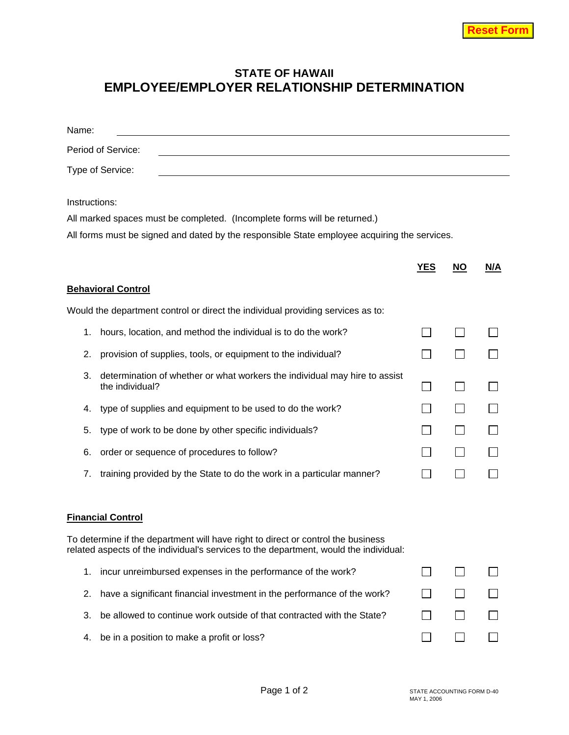Reset Form

## STATE OF HAWAII
# EMPLOYEE/EMPLOYER RELATIONSHIP DETERMINATION

Name: \_\_\_\_\_\_\_\_\_\_\_\_\_\_\_\_\_\_\_\_

Period of Service: \_\_\_\_\_\_\_\_\_\_\_\_\_\_\_\_\_\_\_\_

Type of Service: \_\_\_\_\_\_\_\_\_\_\_\_\_\_\_\_\_\_\_\_

Instructions:

All marked spaces must be completed. (Incomplete forms will be returned.)

All forms must be signed and dated by the responsible State employee acquiring the services.

| | YES | NO | N/A |
|---|---|---|---|
| **Behavioral Control** | | | |
| Would the department control or direct the individual providing services as to: | | | |
| 1. hours, location, and method the individual is to do the work? | ☐ | ☐ | ☐ |
| 2. provision of supplies, tools, or equipment to the individual? | ☐ | ☐ | ☐ |
| 3. determination of whether or what workers the individual may hire to assist the individual? | ☐ | ☐ | ☐ |
| 4. type of supplies and equipment to be used to do the work? | ☐ | ☐ | ☐ |
| 5. type of work to be done by other specific individuals? | ☐ | ☐ | ☐ |
| 6. order or sequence of procedures to follow? | ☐ | ☐ | ☐ |
| 7. training provided by the State to do the work in a particular manner? | ☐ | ☐ | ☐ |
| **Financial Control** | | | |
| To determine if the department will have right to direct or control the business related aspects of the individual's services to the department, would the individual: | | | |
| 1. incur unreimbursed expenses in the performance of the work? | ☐ | ☐ | ☐ |
| 2. have a significant financial investment in the performance of the work? | ☐ | ☐ | ☐ |
| 3. be allowed to continue work outside of that contracted with the State? | ☐ | ☐ | ☐ |
| 4. be in a position to make a profit or loss? | ☐ | ☐ | ☐ |

STATE ACCOUNTING FORM D-40
MAY 1, 2006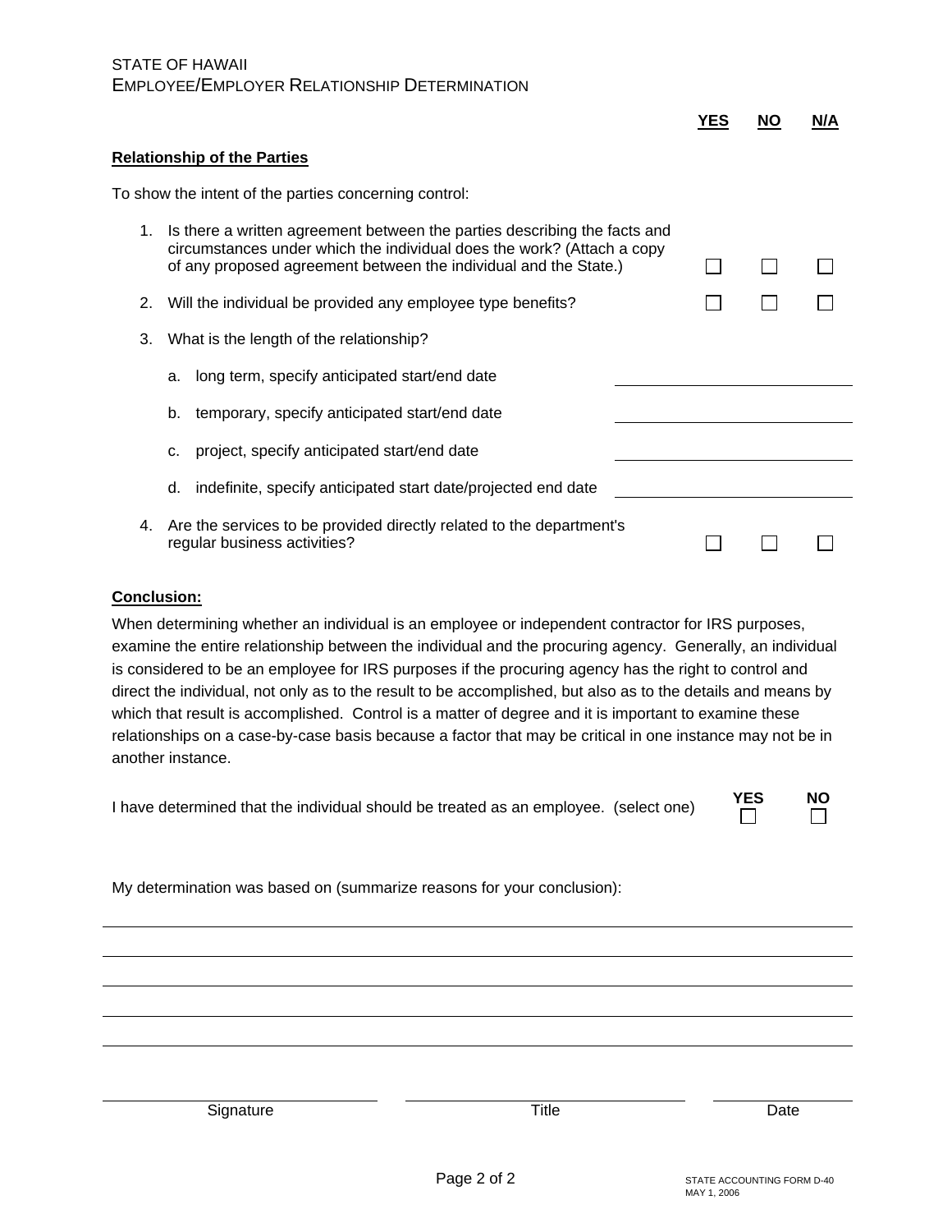STATE OF HAWAII
EMPLOYEE/EMPLOYER RELATIONSHIP DETERMINATION

| | YES | NO | N/A |
|---|---|---|---|
| **Relationship of the Parties** | | | |
| To show the intent of the parties concerning control: | | | |
| 1. Is there a written agreement between the parties describing the facts and circumstances under which the individual does the work? (Attach a copy of any proposed agreement between the individual and the State.) | ☐ | ☐ | ☐ |
| 2. Will the individual be provided any employee type benefits? | ☐ | ☐ | ☐ |
| 3. What is the length of the relationship? | | | |
| a. long term, specify anticipated start/end date ____________________ | | | |
| b. temporary, specify anticipated start/end date ____________________ | | | |
| c. project, specify anticipated start/end date ____________________ | | | |
| d. indefinite, specify anticipated start date/projected end date ____________________ | | | |
| 4. Are the services to be provided directly related to the department's regular business activities? | ☐ | ☐ | ☐ |

**Conclusion:**

When determining whether an individual is an employee or independent contractor for IRS purposes, examine the entire relationship between the individual and the procuring agency. Generally, an individual is considered to be an employee for IRS purposes if the procuring agency has the right to control and direct the individual, not only as to the result to be accomplished, but also as to the details and means by which that result is accomplished. Control is a matter of degree and it is important to examine these relationships on a case-by-case basis because a factor that may be critical in one instance may not be in another instance.

I have determined that the individual should be treated as an employee. (select one) **YES** ☐ **NO** ☐

My determination was based on (summarize reasons for your conclusion):

______________________________________________________________________

______________________________________________________________________

______________________________________________________________________

______________________________________________________________________

______________________________________________________________________

| Signature | Title | Date |
|---|---|---|
| | | |

STATE ACCOUNTING FORM D-40
MAY 1, 2006